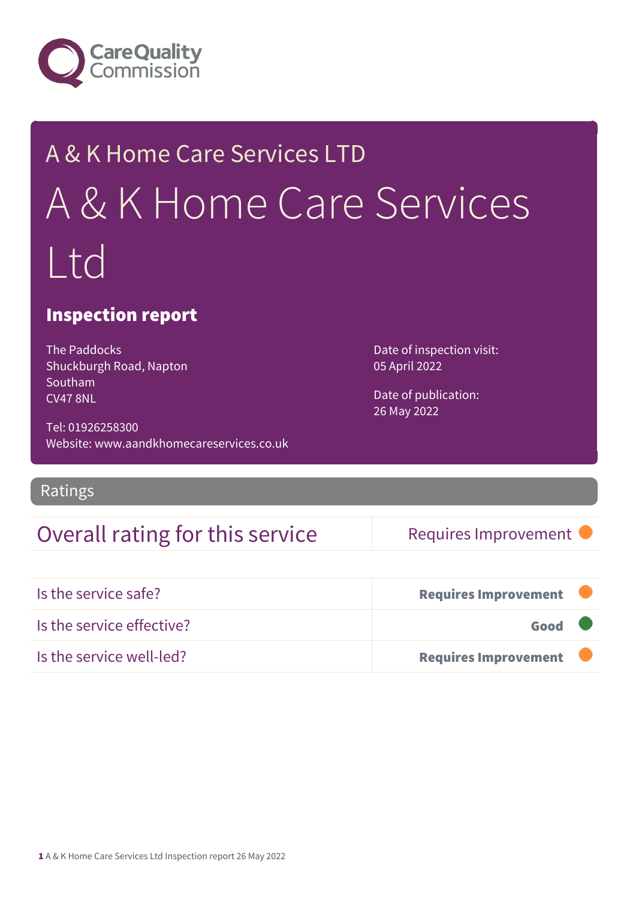Care Quality Commission

# A & K Home Care Services LTD

# A & K Home Care Services Ltd

## Inspection report

The Paddocks
Shuckburgh Road, Napton
Southam
CV47 8NL

Tel: 01926258300
Website: www.aandkhomecareservices.co.uk

Date of inspection visit:
05 April 2022

Date of publication:
26 May 2022

## Ratings

| Overall rating for this service | Requires Improvement |
|---|---|

| | |
|---|---|
| Is the service safe? | **Requires Improvement** |
| Is the service effective? | **Good** |
| Is the service well-led? | **Requires Improvement** |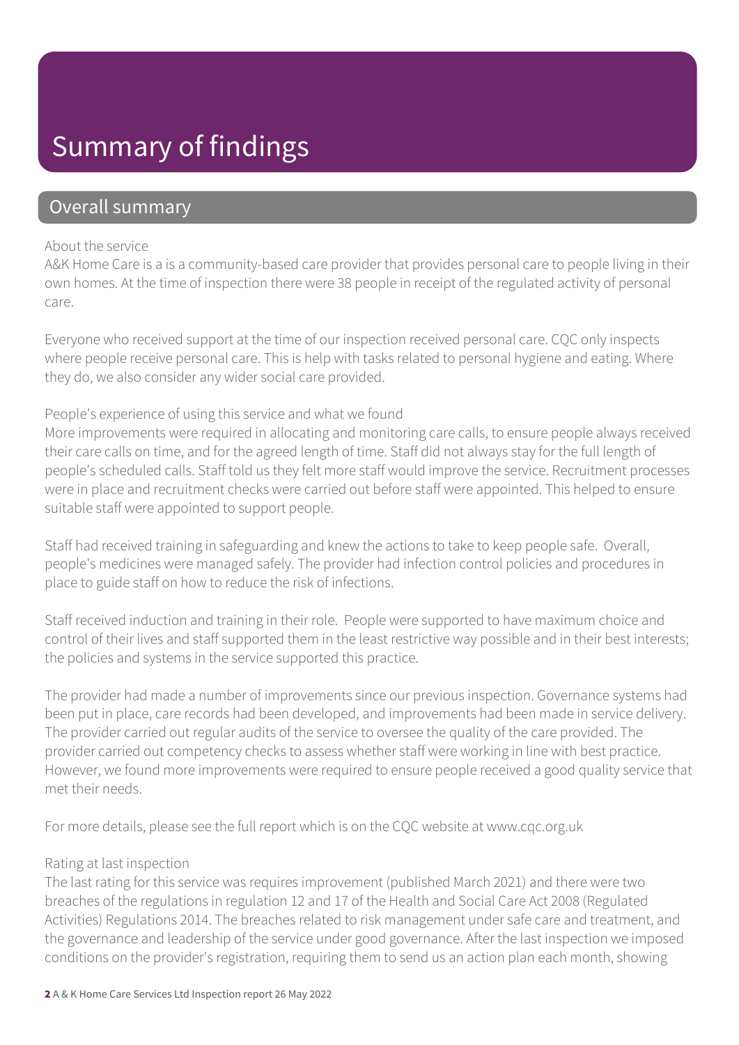# Summary of findings

## Overall summary

About the service

A&K Home Care is a is a community-based care provider that provides personal care to people living in their own homes. At the time of inspection there were 38 people in receipt of the regulated activity of personal care.

Everyone who received support at the time of our inspection received personal care. CQC only inspects where people receive personal care. This is help with tasks related to personal hygiene and eating. Where they do, we also consider any wider social care provided.

People's experience of using this service and what we found

More improvements were required in allocating and monitoring care calls, to ensure people always received their care calls on time, and for the agreed length of time. Staff did not always stay for the full length of people's scheduled calls. Staff told us they felt more staff would improve the service. Recruitment processes were in place and recruitment checks were carried out before staff were appointed. This helped to ensure suitable staff were appointed to support people.

Staff had received training in safeguarding and knew the actions to take to keep people safe. Overall, people's medicines were managed safely. The provider had infection control policies and procedures in place to guide staff on how to reduce the risk of infections.

Staff received induction and training in their role. People were supported to have maximum choice and control of their lives and staff supported them in the least restrictive way possible and in their best interests; the policies and systems in the service supported this practice.

The provider had made a number of improvements since our previous inspection. Governance systems had been put in place, care records had been developed, and improvements had been made in service delivery. The provider carried out regular audits of the service to oversee the quality of the care provided. The provider carried out competency checks to assess whether staff were working in line with best practice. However, we found more improvements were required to ensure people received a good quality service that met their needs.

For more details, please see the full report which is on the CQC website at www.cqc.org.uk

Rating at last inspection

The last rating for this service was requires improvement (published March 2021) and there were two breaches of the regulations in regulation 12 and 17 of the Health and Social Care Act 2008 (Regulated Activities) Regulations 2014. The breaches related to risk management under safe care and treatment, and the governance and leadership of the service under good governance. After the last inspection we imposed conditions on the provider's registration, requiring them to send us an action plan each month, showing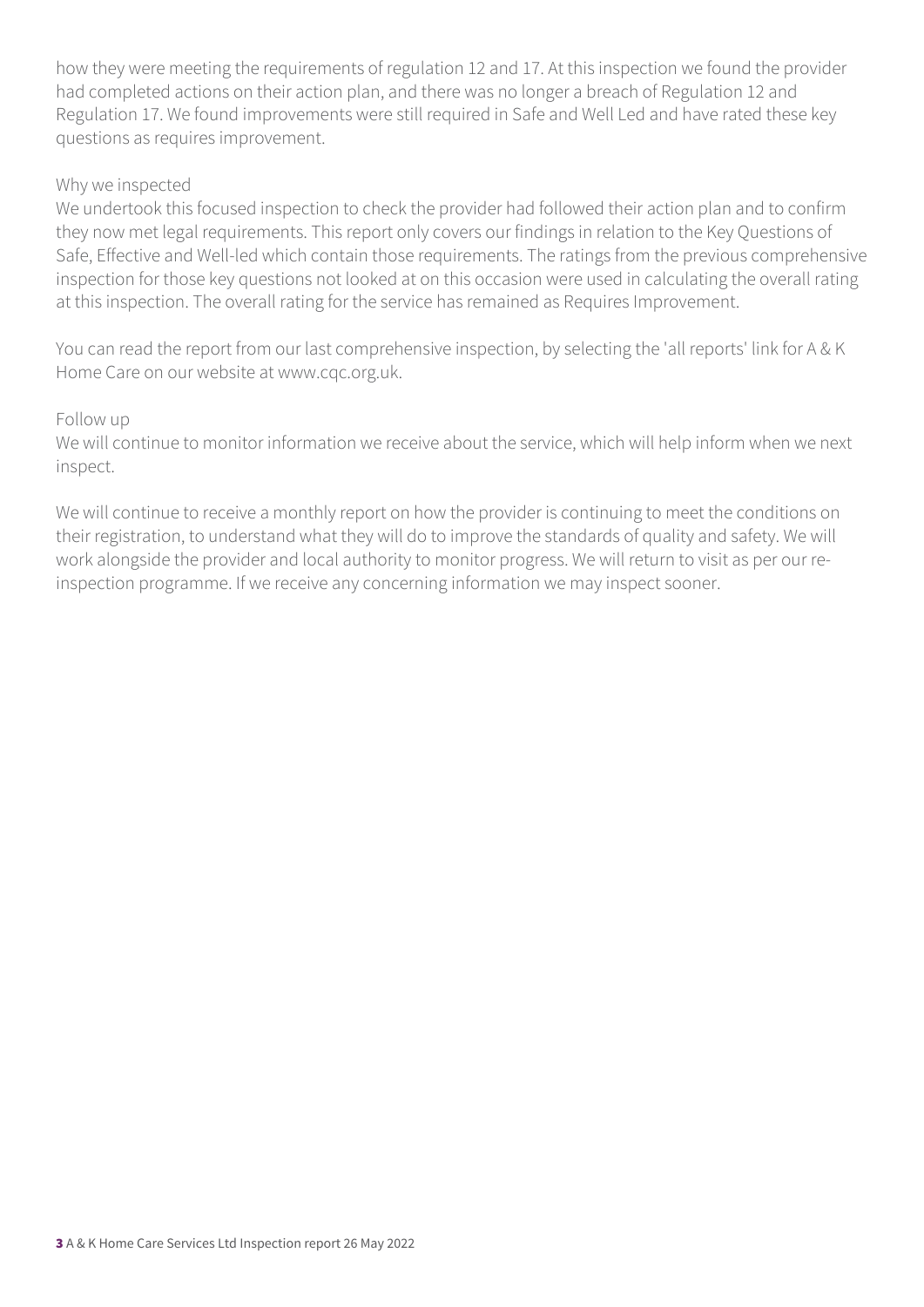how they were meeting the requirements of regulation 12 and 17. At this inspection we found the provider had completed actions on their action plan, and there was no longer a breach of Regulation 12 and Regulation 17. We found improvements were still required in Safe and Well Led and have rated these key questions as requires improvement.

Why we inspected

We undertook this focused inspection to check the provider had followed their action plan and to confirm they now met legal requirements. This report only covers our findings in relation to the Key Questions of Safe, Effective and Well-led which contain those requirements. The ratings from the previous comprehensive inspection for those key questions not looked at on this occasion were used in calculating the overall rating at this inspection. The overall rating for the service has remained as Requires Improvement.

You can read the report from our last comprehensive inspection, by selecting the 'all reports' link for A & K Home Care on our website at www.cqc.org.uk.

Follow up

We will continue to monitor information we receive about the service, which will help inform when we next inspect.

We will continue to receive a monthly report on how the provider is continuing to meet the conditions on their registration, to understand what they will do to improve the standards of quality and safety. We will work alongside the provider and local authority to monitor progress. We will return to visit as per our re-inspection programme. If we receive any concerning information we may inspect sooner.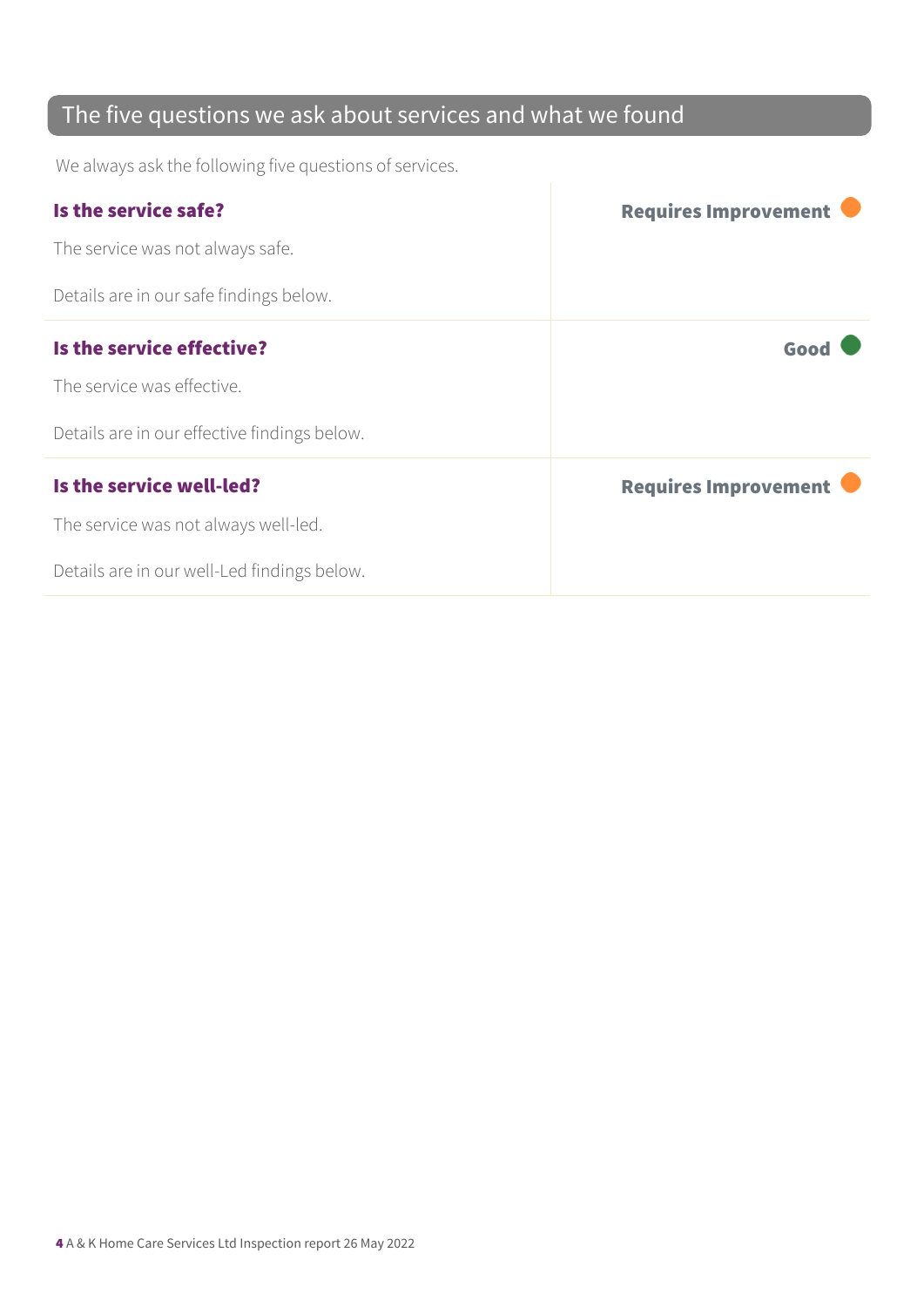## The five questions we ask about services and what we found

We always ask the following five questions of services.

| | |
|---|---|
| **Is the service safe?**<br><br>The service was not always safe.<br><br>Details are in our safe findings below. | **Requires Improvement** |
| **Is the service effective?**<br><br>The service was effective.<br><br>Details are in our effective findings below. | **Good** |
| **Is the service well-led?**<br><br>The service was not always well-led.<br><br>Details are in our well-Led findings below. | **Requires Improvement** |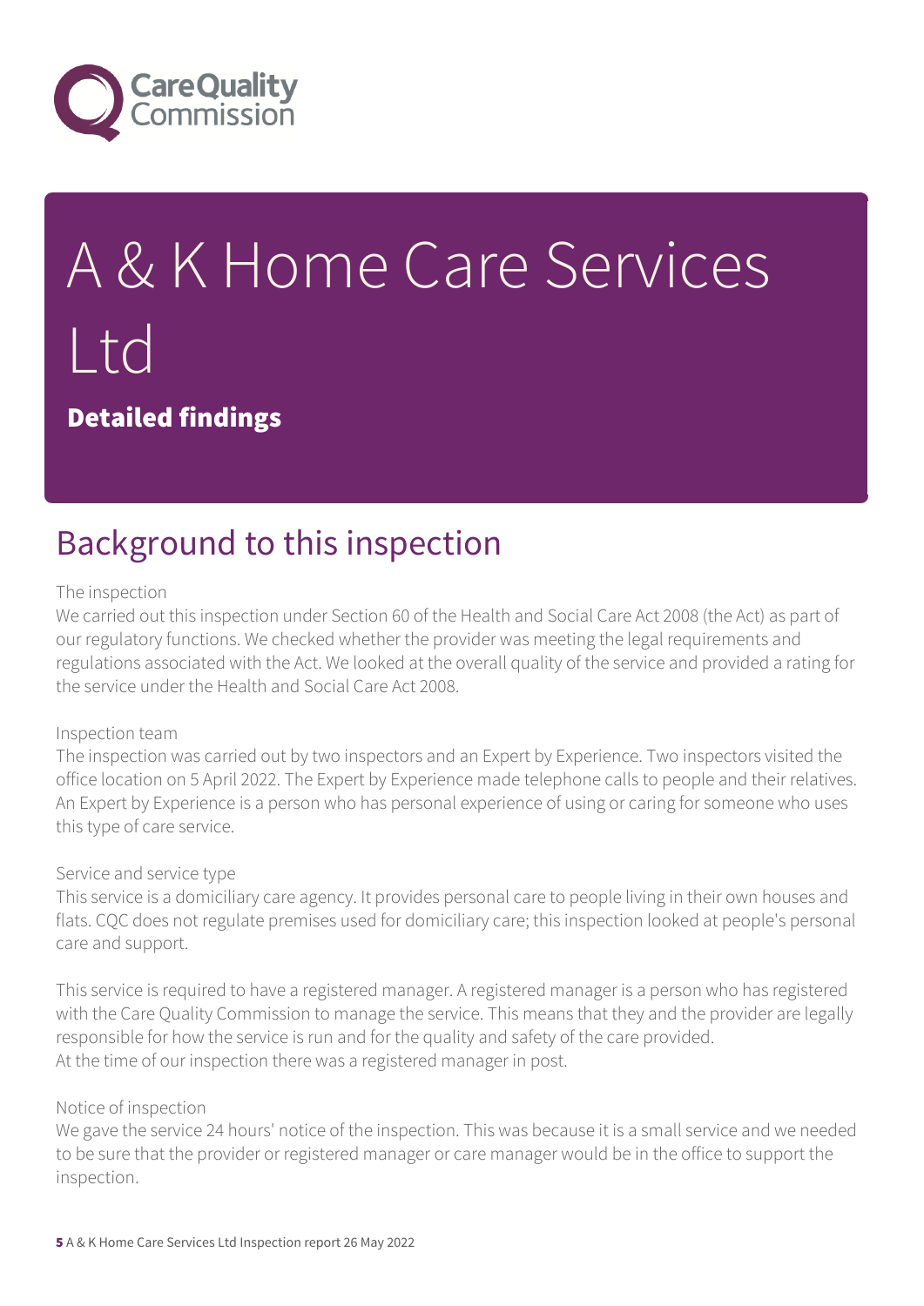# A & K Home Care Services Ltd

**Detailed findings**

## Background to this inspection

The inspection

We carried out this inspection under Section 60 of the Health and Social Care Act 2008 (the Act) as part of our regulatory functions. We checked whether the provider was meeting the legal requirements and regulations associated with the Act. We looked at the overall quality of the service and provided a rating for the service under the Health and Social Care Act 2008.

Inspection team

The inspection was carried out by two inspectors and an Expert by Experience. Two inspectors visited the office location on 5 April 2022. The Expert by Experience made telephone calls to people and their relatives. An Expert by Experience is a person who has personal experience of using or caring for someone who uses this type of care service.

Service and service type

This service is a domiciliary care agency. It provides personal care to people living in their own houses and flats. CQC does not regulate premises used for domiciliary care; this inspection looked at people's personal care and support.

This service is required to have a registered manager. A registered manager is a person who has registered with the Care Quality Commission to manage the service. This means that they and the provider are legally responsible for how the service is run and for the quality and safety of the care provided.
At the time of our inspection there was a registered manager in post.

Notice of inspection

We gave the service 24 hours' notice of the inspection. This was because it is a small service and we needed to be sure that the provider or registered manager or care manager would be in the office to support the inspection.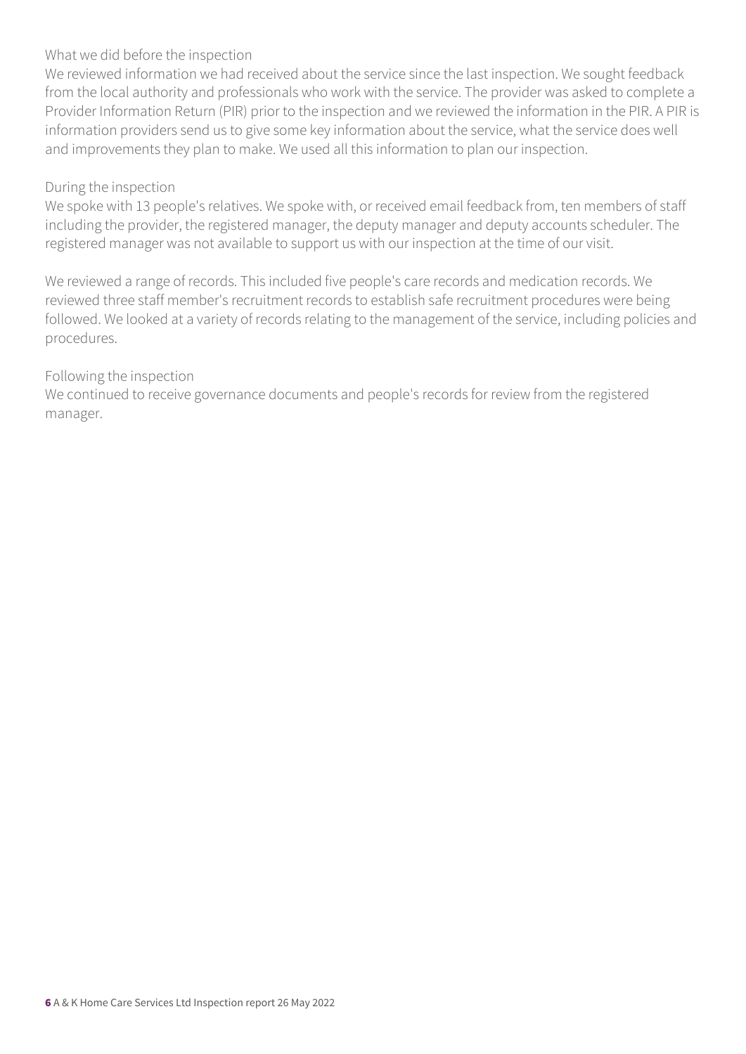What we did before the inspection

We reviewed information we had received about the service since the last inspection. We sought feedback from the local authority and professionals who work with the service. The provider was asked to complete a Provider Information Return (PIR) prior to the inspection and we reviewed the information in the PIR. A PIR is information providers send us to give some key information about the service, what the service does well and improvements they plan to make. We used all this information to plan our inspection.

During the inspection

We spoke with 13 people's relatives. We spoke with, or received email feedback from, ten members of staff including the provider, the registered manager, the deputy manager and deputy accounts scheduler. The registered manager was not available to support us with our inspection at the time of our visit.

We reviewed a range of records. This included five people's care records and medication records. We reviewed three staff member's recruitment records to establish safe recruitment procedures were being followed. We looked at a variety of records relating to the management of the service, including policies and procedures.

Following the inspection

We continued to receive governance documents and people's records for review from the registered manager.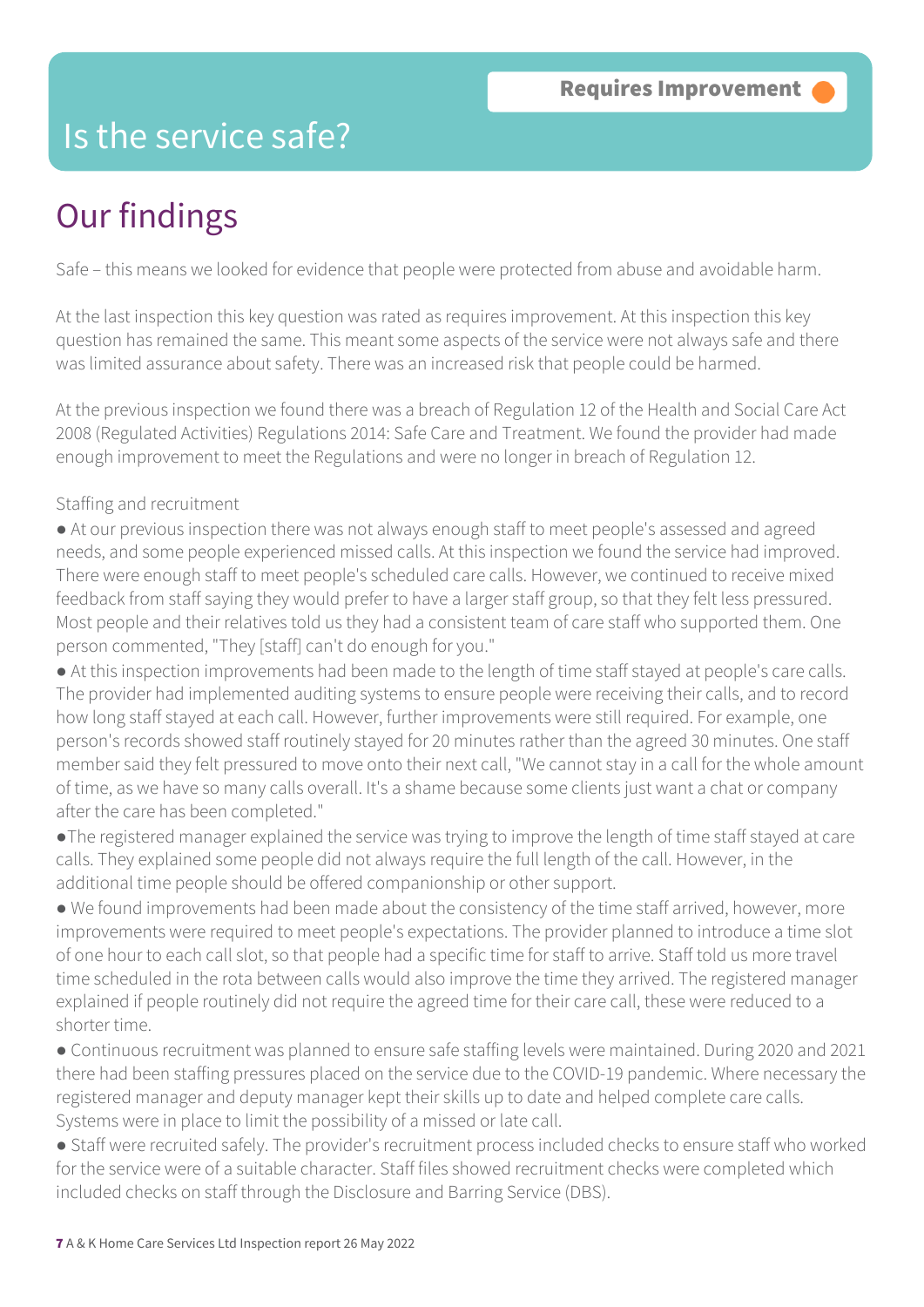Requires Improvement

# Is the service safe?

## Our findings

Safe – this means we looked for evidence that people were protected from abuse and avoidable harm.

At the last inspection this key question was rated as requires improvement. At this inspection this key question has remained the same. This meant some aspects of the service were not always safe and there was limited assurance about safety. There was an increased risk that people could be harmed.

At the previous inspection we found there was a breach of Regulation 12 of the Health and Social Care Act 2008 (Regulated Activities) Regulations 2014: Safe Care and Treatment. We found the provider had made enough improvement to meet the Regulations and were no longer in breach of Regulation 12.

Staffing and recruitment

- At our previous inspection there was not always enough staff to meet people's assessed and agreed needs, and some people experienced missed calls. At this inspection we found the service had improved. There were enough staff to meet people's scheduled care calls. However, we continued to receive mixed feedback from staff saying they would prefer to have a larger staff group, so that they felt less pressured. Most people and their relatives told us they had a consistent team of care staff who supported them. One person commented, "They [staff] can't do enough for you."
- At this inspection improvements had been made to the length of time staff stayed at people's care calls. The provider had implemented auditing systems to ensure people were receiving their calls, and to record how long staff stayed at each call. However, further improvements were still required. For example, one person's records showed staff routinely stayed for 20 minutes rather than the agreed 30 minutes. One staff member said they felt pressured to move onto their next call, "We cannot stay in a call for the whole amount of time, as we have so many calls overall. It's a shame because some clients just want a chat or company after the care has been completed."
- The registered manager explained the service was trying to improve the length of time staff stayed at care calls. They explained some people did not always require the full length of the call. However, in the additional time people should be offered companionship or other support.
- We found improvements had been made about the consistency of the time staff arrived, however, more improvements were required to meet people's expectations. The provider planned to introduce a time slot of one hour to each call slot, so that people had a specific time for staff to arrive. Staff told us more travel time scheduled in the rota between calls would also improve the time they arrived. The registered manager explained if people routinely did not require the agreed time for their care call, these were reduced to a shorter time.
- Continuous recruitment was planned to ensure safe staffing levels were maintained. During 2020 and 2021 there had been staffing pressures placed on the service due to the COVID-19 pandemic. Where necessary the registered manager and deputy manager kept their skills up to date and helped complete care calls. Systems were in place to limit the possibility of a missed or late call.
- Staff were recruited safely. The provider's recruitment process included checks to ensure staff who worked for the service were of a suitable character. Staff files showed recruitment checks were completed which included checks on staff through the Disclosure and Barring Service (DBS).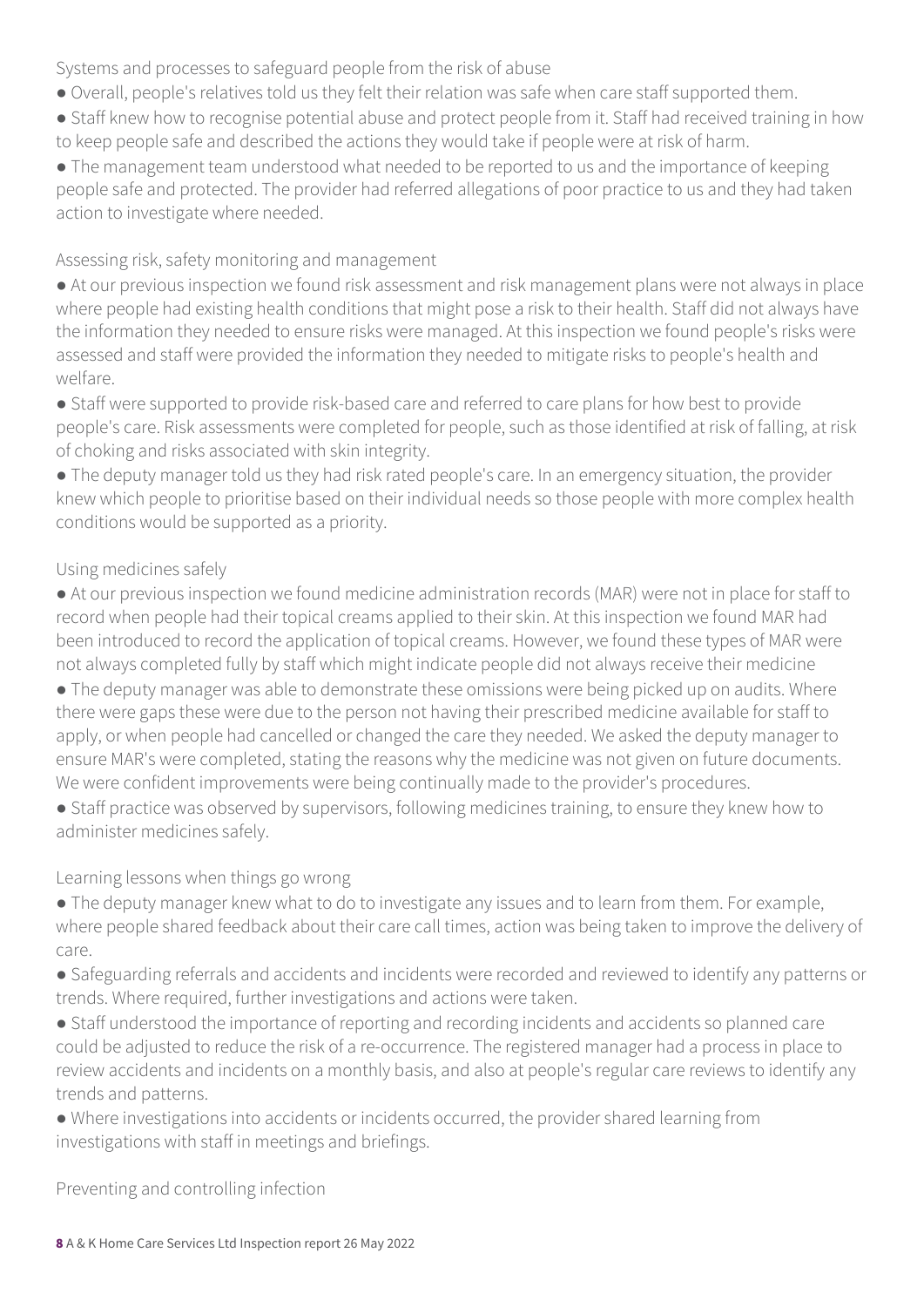### Systems and processes to safeguard people from the risk of abuse

- Overall, people's relatives told us they felt their relation was safe when care staff supported them.
- Staff knew how to recognise potential abuse and protect people from it. Staff had received training in how to keep people safe and described the actions they would take if people were at risk of harm.
- The management team understood what needed to be reported to us and the importance of keeping people safe and protected. The provider had referred allegations of poor practice to us and they had taken action to investigate where needed.

### Assessing risk, safety monitoring and management

- At our previous inspection we found risk assessment and risk management plans were not always in place where people had existing health conditions that might pose a risk to their health. Staff did not always have the information they needed to ensure risks were managed. At this inspection we found people's risks were assessed and staff were provided the information they needed to mitigate risks to people's health and welfare.
- Staff were supported to provide risk-based care and referred to care plans for how best to provide people's care. Risk assessments were completed for people, such as those identified at risk of falling, at risk of choking and risks associated with skin integrity.
- The deputy manager told us they had risk rated people's care. In an emergency situation, the provider knew which people to prioritise based on their individual needs so those people with more complex health conditions would be supported as a priority.

### Using medicines safely

- At our previous inspection we found medicine administration records (MAR) were not in place for staff to record when people had their topical creams applied to their skin. At this inspection we found MAR had been introduced to record the application of topical creams. However, we found these types of MAR were not always completed fully by staff which might indicate people did not always receive their medicine
- The deputy manager was able to demonstrate these omissions were being picked up on audits. Where there were gaps these were due to the person not having their prescribed medicine available for staff to apply, or when people had cancelled or changed the care they needed. We asked the deputy manager to ensure MAR's were completed, stating the reasons why the medicine was not given on future documents. We were confident improvements were being continually made to the provider's procedures.
- Staff practice was observed by supervisors, following medicines training, to ensure they knew how to administer medicines safely.

### Learning lessons when things go wrong

- The deputy manager knew what to do to investigate any issues and to learn from them. For example, where people shared feedback about their care call times, action was being taken to improve the delivery of care.
- Safeguarding referrals and accidents and incidents were recorded and reviewed to identify any patterns or trends. Where required, further investigations and actions were taken.
- Staff understood the importance of reporting and recording incidents and accidents so planned care could be adjusted to reduce the risk of a re-occurrence. The registered manager had a process in place to review accidents and incidents on a monthly basis, and also at people's regular care reviews to identify any trends and patterns.
- Where investigations into accidents or incidents occurred, the provider shared learning from investigations with staff in meetings and briefings.

### Preventing and controlling infection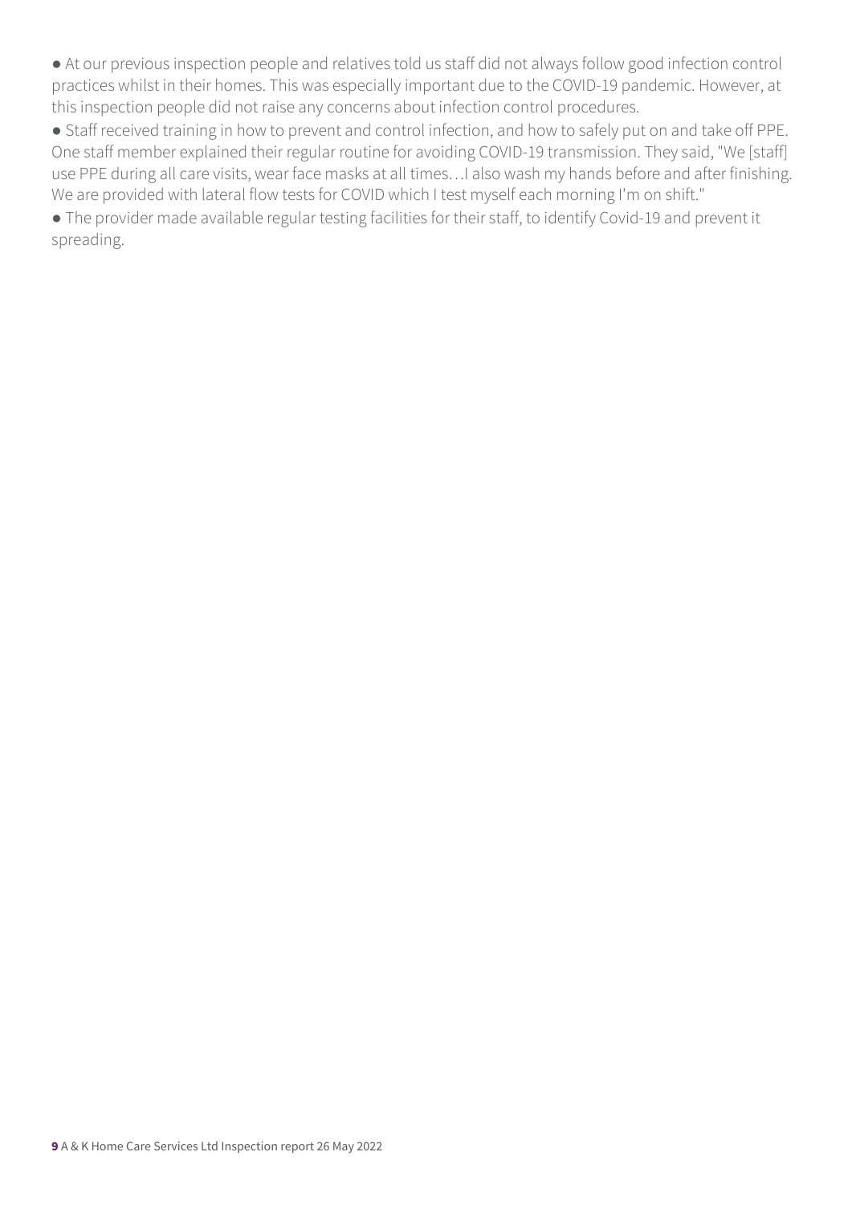- At our previous inspection people and relatives told us staff did not always follow good infection control practices whilst in their homes. This was especially important due to the COVID-19 pandemic. However, at this inspection people did not raise any concerns about infection control procedures.
- Staff received training in how to prevent and control infection, and how to safely put on and take off PPE. One staff member explained their regular routine for avoiding COVID-19 transmission. They said, "We [staff] use PPE during all care visits, wear face masks at all times…I also wash my hands before and after finishing. We are provided with lateral flow tests for COVID which I test myself each morning I'm on shift."
- The provider made available regular testing facilities for their staff, to identify Covid-19 and prevent it spreading.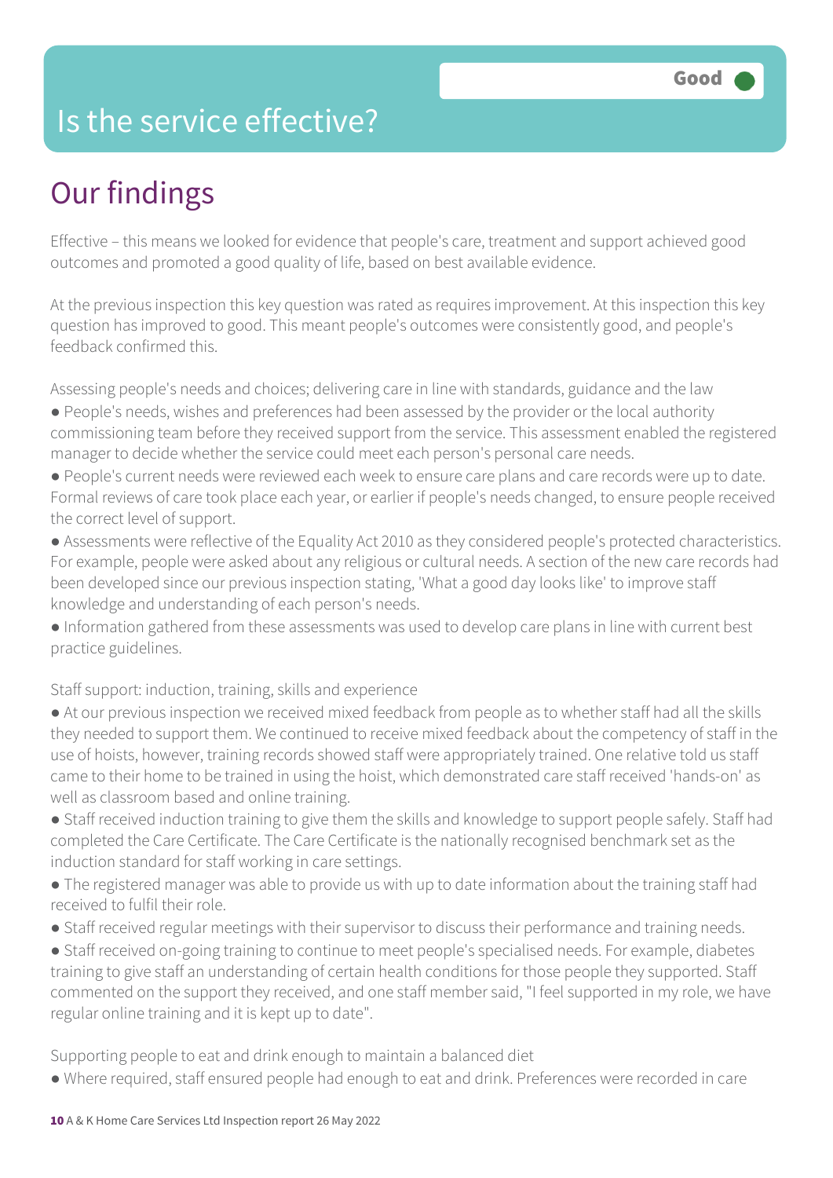# Is the service effective?

Good

## Our findings

Effective – this means we looked for evidence that people's care, treatment and support achieved good outcomes and promoted a good quality of life, based on best available evidence.

At the previous inspection this key question was rated as requires improvement. At this inspection this key question has improved to good. This meant people's outcomes were consistently good, and people's feedback confirmed this.

Assessing people's needs and choices; delivering care in line with standards, guidance and the law

- People's needs, wishes and preferences had been assessed by the provider or the local authority commissioning team before they received support from the service. This assessment enabled the registered manager to decide whether the service could meet each person's personal care needs.
- People's current needs were reviewed each week to ensure care plans and care records were up to date. Formal reviews of care took place each year, or earlier if people's needs changed, to ensure people received the correct level of support.
- Assessments were reflective of the Equality Act 2010 as they considered people's protected characteristics. For example, people were asked about any religious or cultural needs. A section of the new care records had been developed since our previous inspection stating, 'What a good day looks like' to improve staff knowledge and understanding of each person's needs.
- Information gathered from these assessments was used to develop care plans in line with current best practice guidelines.

Staff support: induction, training, skills and experience

- At our previous inspection we received mixed feedback from people as to whether staff had all the skills they needed to support them. We continued to receive mixed feedback about the competency of staff in the use of hoists, however, training records showed staff were appropriately trained. One relative told us staff came to their home to be trained in using the hoist, which demonstrated care staff received 'hands-on' as well as classroom based and online training.
- Staff received induction training to give them the skills and knowledge to support people safely. Staff had completed the Care Certificate. The Care Certificate is the nationally recognised benchmark set as the induction standard for staff working in care settings.
- The registered manager was able to provide us with up to date information about the training staff had received to fulfil their role.
- Staff received regular meetings with their supervisor to discuss their performance and training needs.
- Staff received on-going training to continue to meet people's specialised needs. For example, diabetes training to give staff an understanding of certain health conditions for those people they supported. Staff commented on the support they received, and one staff member said, "I feel supported in my role, we have regular online training and it is kept up to date".

Supporting people to eat and drink enough to maintain a balanced diet

- Where required, staff ensured people had enough to eat and drink. Preferences were recorded in care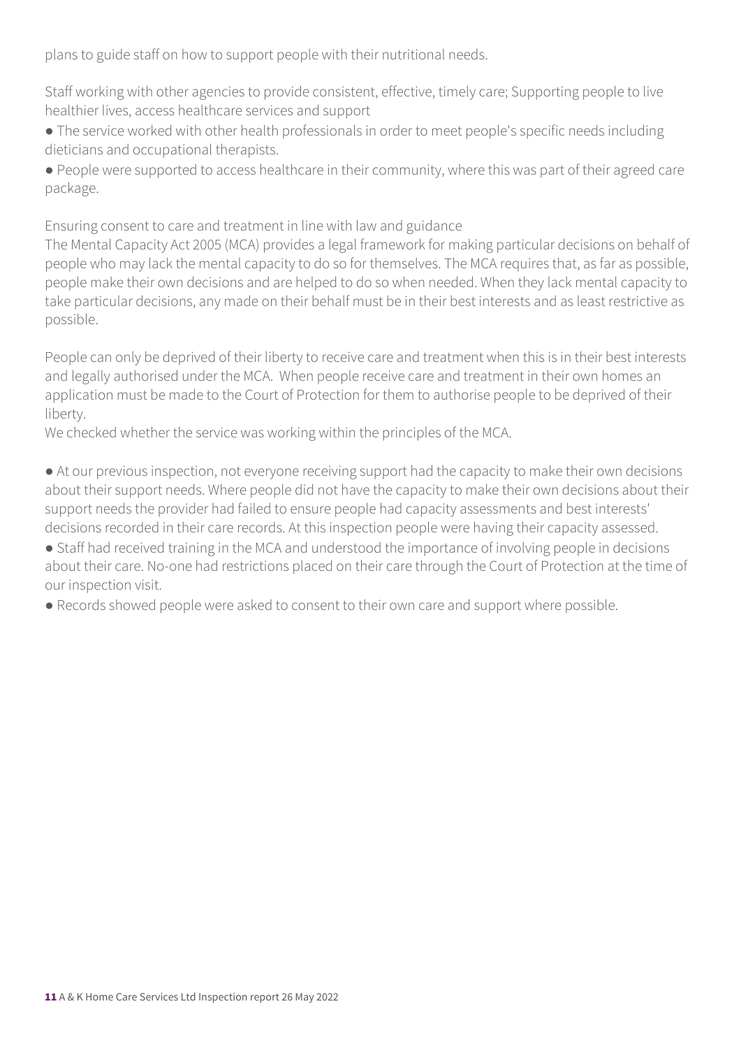plans to guide staff on how to support people with their nutritional needs.

Staff working with other agencies to provide consistent, effective, timely care; Supporting people to live healthier lives, access healthcare services and support

- The service worked with other health professionals in order to meet people's specific needs including dieticians and occupational therapists.
- People were supported to access healthcare in their community, where this was part of their agreed care package.

Ensuring consent to care and treatment in line with law and guidance

The Mental Capacity Act 2005 (MCA) provides a legal framework for making particular decisions on behalf of people who may lack the mental capacity to do so for themselves. The MCA requires that, as far as possible, people make their own decisions and are helped to do so when needed. When they lack mental capacity to take particular decisions, any made on their behalf must be in their best interests and as least restrictive as possible.

People can only be deprived of their liberty to receive care and treatment when this is in their best interests and legally authorised under the MCA. When people receive care and treatment in their own homes an application must be made to the Court of Protection for them to authorise people to be deprived of their liberty.

We checked whether the service was working within the principles of the MCA.

- At our previous inspection, not everyone receiving support had the capacity to make their own decisions about their support needs. Where people did not have the capacity to make their own decisions about their support needs the provider had failed to ensure people had capacity assessments and best interests' decisions recorded in their care records. At this inspection people were having their capacity assessed.
- Staff had received training in the MCA and understood the importance of involving people in decisions about their care. No-one had restrictions placed on their care through the Court of Protection at the time of our inspection visit.
- Records showed people were asked to consent to their own care and support where possible.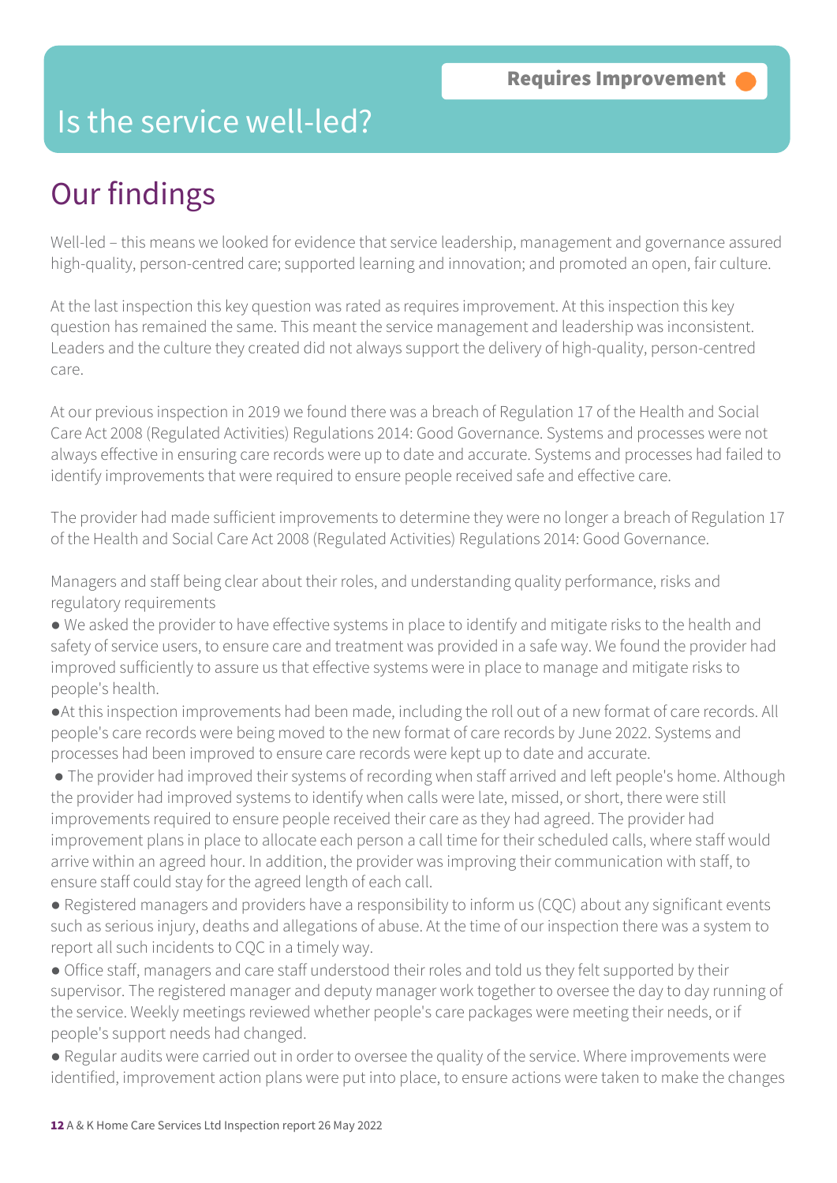Requires Improvement

# Is the service well-led?

## Our findings

Well-led – this means we looked for evidence that service leadership, management and governance assured high-quality, person-centred care; supported learning and innovation; and promoted an open, fair culture.

At the last inspection this key question was rated as requires improvement. At this inspection this key question has remained the same. This meant the service management and leadership was inconsistent. Leaders and the culture they created did not always support the delivery of high-quality, person-centred care.

At our previous inspection in 2019 we found there was a breach of Regulation 17 of the Health and Social Care Act 2008 (Regulated Activities) Regulations 2014: Good Governance. Systems and processes were not always effective in ensuring care records were up to date and accurate. Systems and processes had failed to identify improvements that were required to ensure people received safe and effective care.

The provider had made sufficient improvements to determine they were no longer a breach of Regulation 17 of the Health and Social Care Act 2008 (Regulated Activities) Regulations 2014: Good Governance.

Managers and staff being clear about their roles, and understanding quality performance, risks and regulatory requirements

- We asked the provider to have effective systems in place to identify and mitigate risks to the health and safety of service users, to ensure care and treatment was provided in a safe way. We found the provider had improved sufficiently to assure us that effective systems were in place to manage and mitigate risks to people's health.
- At this inspection improvements had been made, including the roll out of a new format of care records. All people's care records were being moved to the new format of care records by June 2022. Systems and processes had been improved to ensure care records were kept up to date and accurate.
- The provider had improved their systems of recording when staff arrived and left people's home. Although the provider had improved systems to identify when calls were late, missed, or short, there were still improvements required to ensure people received their care as they had agreed. The provider had improvement plans in place to allocate each person a call time for their scheduled calls, where staff would arrive within an agreed hour. In addition, the provider was improving their communication with staff, to ensure staff could stay for the agreed length of each call.
- Registered managers and providers have a responsibility to inform us (CQC) about any significant events such as serious injury, deaths and allegations of abuse. At the time of our inspection there was a system to report all such incidents to CQC in a timely way.
- Office staff, managers and care staff understood their roles and told us they felt supported by their supervisor. The registered manager and deputy manager work together to oversee the day to day running of the service. Weekly meetings reviewed whether people's care packages were meeting their needs, or if people's support needs had changed.
- Regular audits were carried out in order to oversee the quality of the service. Where improvements were identified, improvement action plans were put into place, to ensure actions were taken to make the changes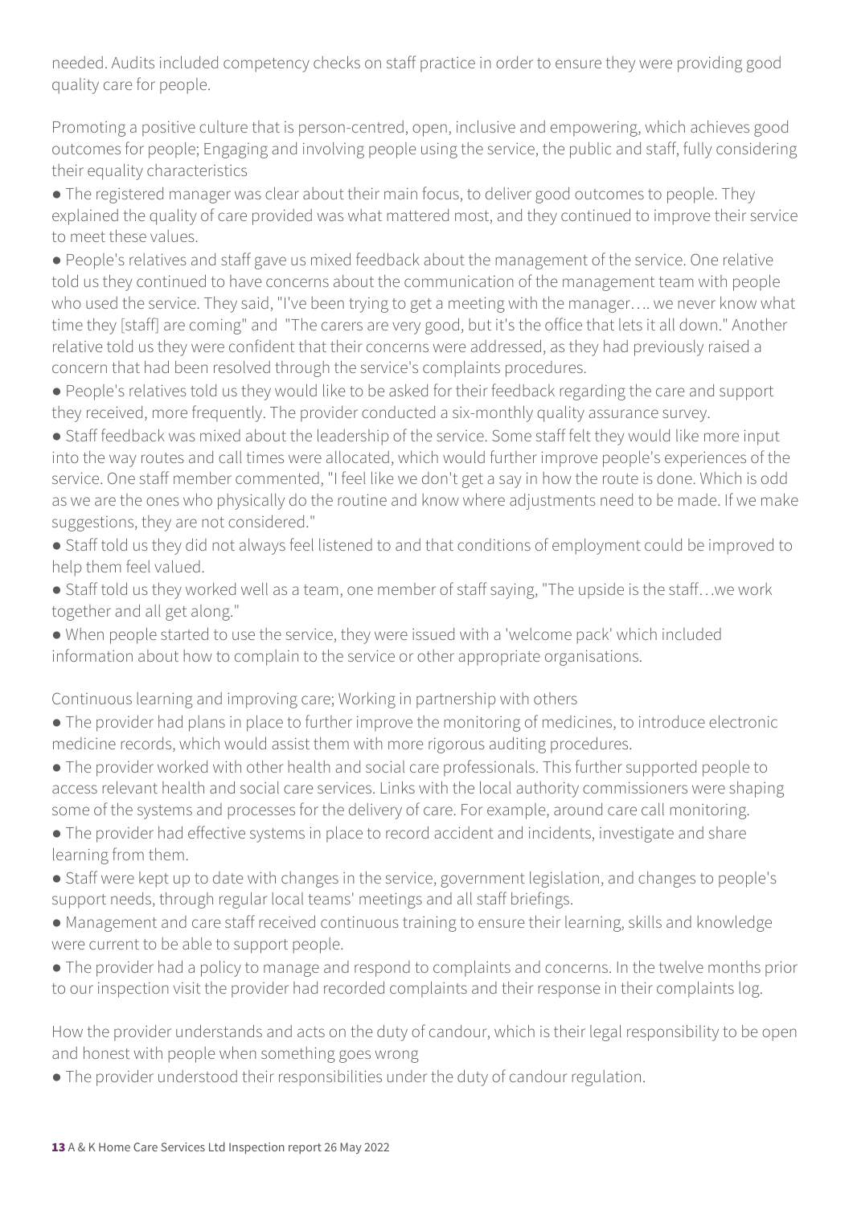needed. Audits included competency checks on staff practice in order to ensure they were providing good quality care for people.

Promoting a positive culture that is person-centred, open, inclusive and empowering, which achieves good outcomes for people; Engaging and involving people using the service, the public and staff, fully considering their equality characteristics

- The registered manager was clear about their main focus, to deliver good outcomes to people. They explained the quality of care provided was what mattered most, and they continued to improve their service to meet these values.
- People's relatives and staff gave us mixed feedback about the management of the service. One relative told us they continued to have concerns about the communication of the management team with people who used the service. They said, "I've been trying to get a meeting with the manager…. we never know what time they [staff] are coming" and "The carers are very good, but it's the office that lets it all down." Another relative told us they were confident that their concerns were addressed, as they had previously raised a concern that had been resolved through the service's complaints procedures.
- People's relatives told us they would like to be asked for their feedback regarding the care and support they received, more frequently. The provider conducted a six-monthly quality assurance survey.
- Staff feedback was mixed about the leadership of the service. Some staff felt they would like more input into the way routes and call times were allocated, which would further improve people's experiences of the service. One staff member commented, "I feel like we don't get a say in how the route is done. Which is odd as we are the ones who physically do the routine and know where adjustments need to be made. If we make suggestions, they are not considered."
- Staff told us they did not always feel listened to and that conditions of employment could be improved to help them feel valued.
- Staff told us they worked well as a team, one member of staff saying, "The upside is the staff…we work together and all get along."
- When people started to use the service, they were issued with a 'welcome pack' which included information about how to complain to the service or other appropriate organisations.

Continuous learning and improving care; Working in partnership with others

- The provider had plans in place to further improve the monitoring of medicines, to introduce electronic medicine records, which would assist them with more rigorous auditing procedures.
- The provider worked with other health and social care professionals. This further supported people to access relevant health and social care services. Links with the local authority commissioners were shaping some of the systems and processes for the delivery of care. For example, around care call monitoring.
- The provider had effective systems in place to record accident and incidents, investigate and share learning from them.
- Staff were kept up to date with changes in the service, government legislation, and changes to people's support needs, through regular local teams' meetings and all staff briefings.
- Management and care staff received continuous training to ensure their learning, skills and knowledge were current to be able to support people.
- The provider had a policy to manage and respond to complaints and concerns. In the twelve months prior to our inspection visit the provider had recorded complaints and their response in their complaints log.

How the provider understands and acts on the duty of candour, which is their legal responsibility to be open and honest with people when something goes wrong

- The provider understood their responsibilities under the duty of candour regulation.